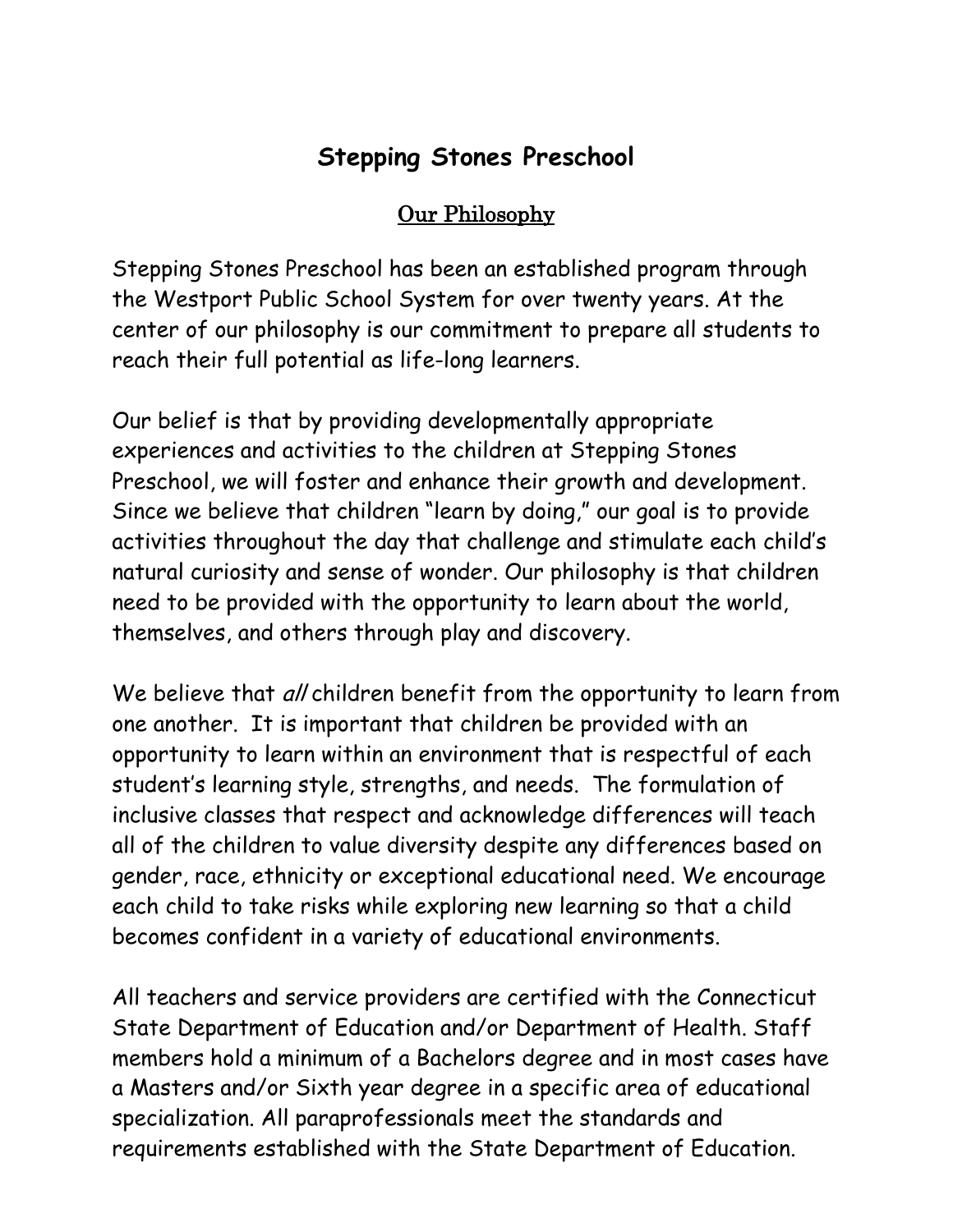# Stepping Stones Preschool

## Our Philosophy

Stepping Stones Preschool has been an established program through the Westport Public School System for over twenty years. At the center of our philosophy is our commitment to prepare all students to reach their full potential as life-long learners.

Our belief is that by providing developmentally appropriate experiences and activities to the children at Stepping Stones Preschool, we will foster and enhance their growth and development. Since we believe that children "learn by doing," our goal is to provide activities throughout the day that challenge and stimulate each child's natural curiosity and sense of wonder. Our philosophy is that children need to be provided with the opportunity to learn about the world, themselves, and others through play and discovery.

We believe that *all* children benefit from the opportunity to learn from one another. It is important that children be provided with an opportunity to learn within an environment that is respectful of each student's learning style, strengths, and needs. The formulation of inclusive classes that respect and acknowledge differences will teach all of the children to value diversity despite any differences based on gender, race, ethnicity or exceptional educational need. We encourage each child to take risks while exploring new learning so that a child becomes confident in a variety of educational environments.

All teachers and service providers are certified with the Connecticut State Department of Education and/or Department of Health. Staff members hold a minimum of a Bachelors degree and in most cases have a Masters and/or Sixth year degree in a specific area of educational specialization. All paraprofessionals meet the standards and requirements established with the State Department of Education.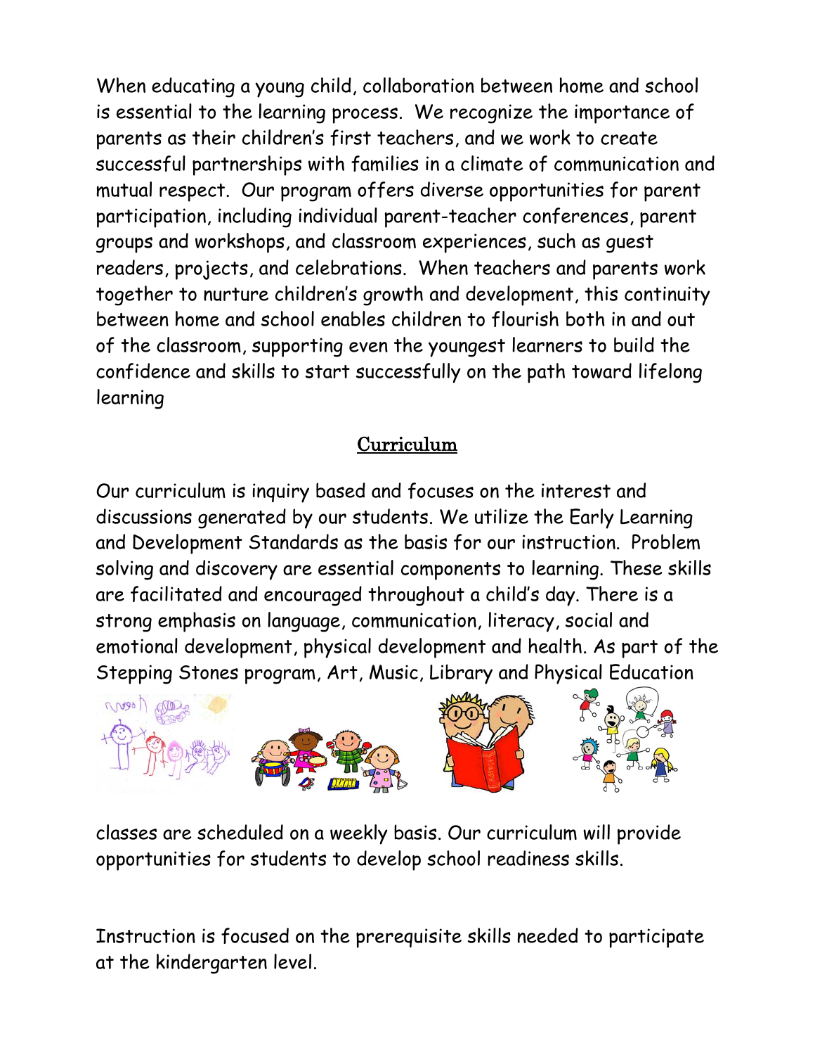When educating a young child, collaboration between home and school is essential to the learning process. We recognize the importance of parents as their children's first teachers, and we work to create successful partnerships with families in a climate of communication and mutual respect. Our program offers diverse opportunities for parent participation, including individual parent-teacher conferences, parent groups and workshops, and classroom experiences, such as guest readers, projects, and celebrations. When teachers and parents work together to nurture children's growth and development, this continuity between home and school enables children to flourish both in and out of the classroom, supporting even the youngest learners to build the confidence and skills to start successfully on the path toward lifelong learning

## Curriculum

Our curriculum is inquiry based and focuses on the interest and discussions generated by our students. We utilize the Early Learning and Development Standards as the basis for our instruction. Problem solving and discovery are essential components to learning. These skills are facilitated and encouraged throughout a child's day. There is a strong emphasis on language, communication, literacy, social and emotional development, physical development and health. As part of the Stepping Stones program, Art, Music, Library and Physical Education classes are scheduled on a weekly basis. Our curriculum will provide opportunities for students to develop school readiness skills.

Instruction is focused on the prerequisite skills needed to participate at the kindergarten level.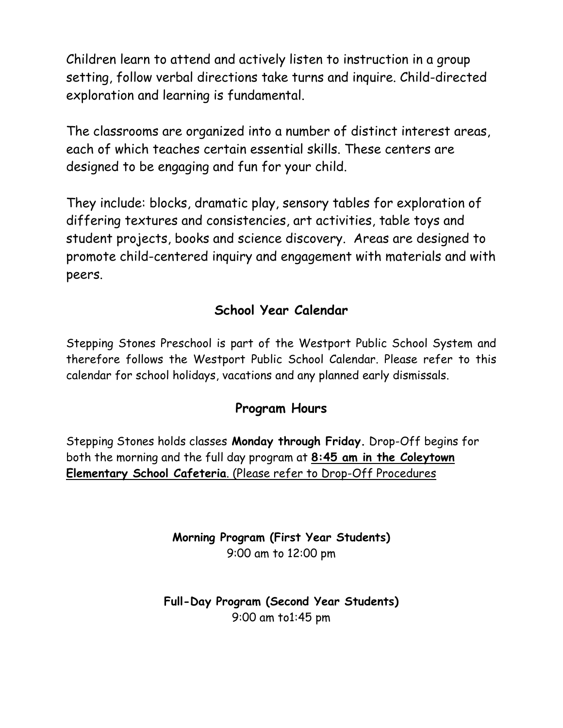Children learn to attend and actively listen to instruction in a group setting, follow verbal directions take turns and inquire. Child-directed exploration and learning is fundamental.

The classrooms are organized into a number of distinct interest areas, each of which teaches certain essential skills. These centers are designed to be engaging and fun for your child.

They include: blocks, dramatic play, sensory tables for exploration of differing textures and consistencies, art activities, table toys and student projects, books and science discovery. Areas are designed to promote child-centered inquiry and engagement with materials and with peers.

## School Year Calendar

Stepping Stones Preschool is part of the Westport Public School System and therefore follows the Westport Public School Calendar. Please refer to this calendar for school holidays, vacations and any planned early dismissals.

## Program Hours

Stepping Stones holds classes **Monday through Friday.** Drop-Off begins for both the morning and the full day program at **8:45 am in the Coleytown Elementary School Cafeteria**. (Please refer to Drop-Off Procedures

**Morning Program (First Year Students)**
9:00 am to 12:00 pm

**Full-Day Program (Second Year Students)**
9:00 am to1:45 pm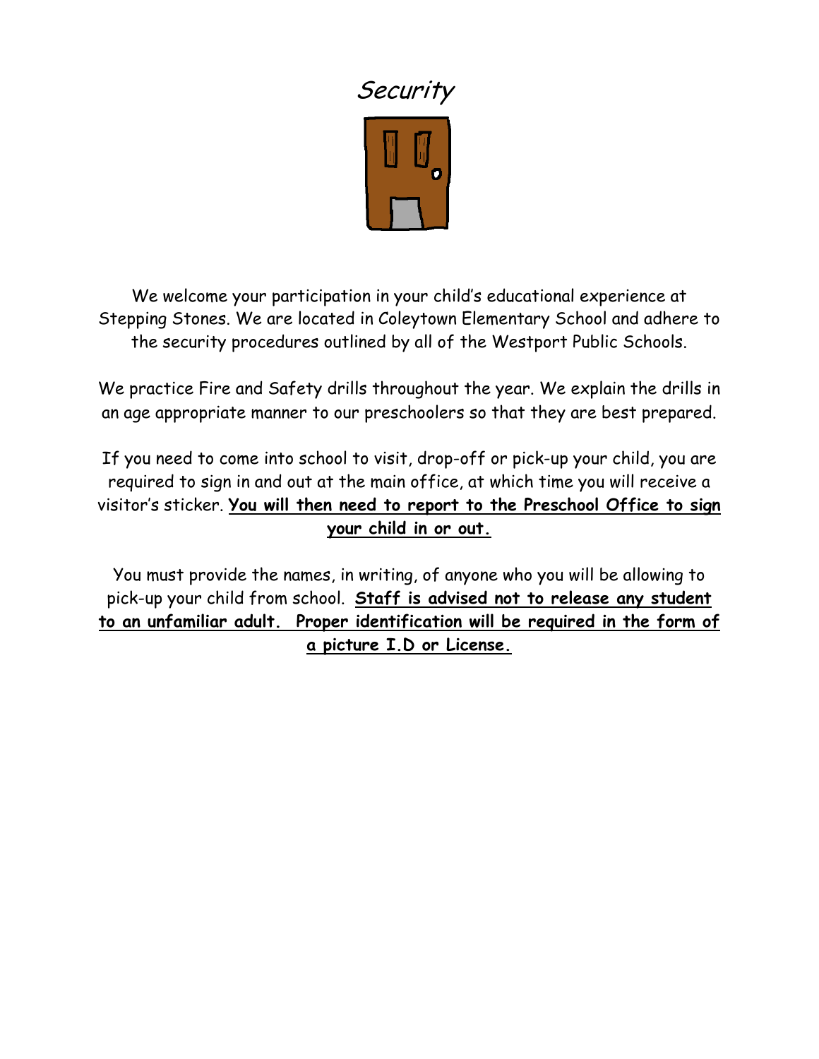# *Security*

We welcome your participation in your child's educational experience at Stepping Stones. We are located in Coleytown Elementary School and adhere to the security procedures outlined by all of the Westport Public Schools.

We practice Fire and Safety drills throughout the year. We explain the drills in an age appropriate manner to our preschoolers so that they are best prepared.

If you need to come into school to visit, drop-off or pick-up your child, you are required to sign in and out at the main office, at which time you will receive a visitor's sticker. **You will then need to report to the Preschool Office to sign your child in or out.**

You must provide the names, in writing, of anyone who you will be allowing to pick-up your child from school. **Staff is advised not to release any student to an unfamiliar adult. Proper identification will be required in the form of a picture I.D or License.**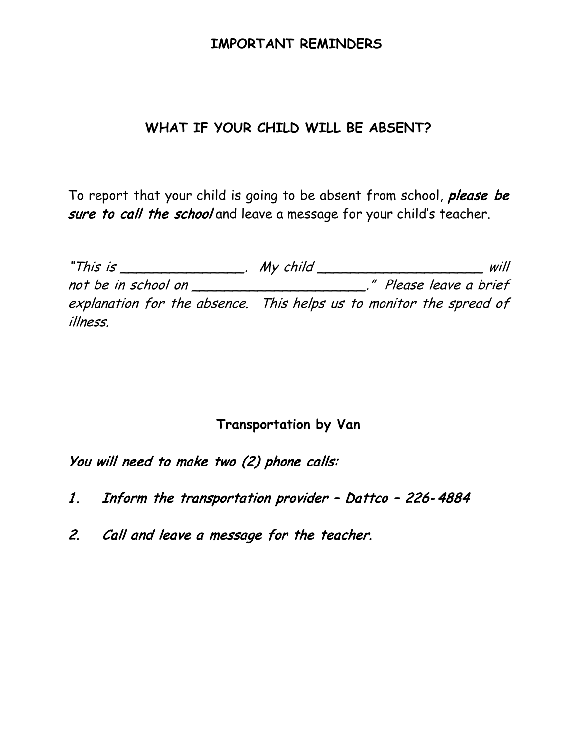# IMPORTANT REMINDERS

## WHAT IF YOUR CHILD WILL BE ABSENT?

To report that your child is going to be absent from school, ***please be sure to call the school*** and leave a message for your child's teacher.

*"This is _______________. My child ____________________ will not be in school on ____________________." Please leave a brief explanation for the absence. This helps us to monitor the spread of illness.*

## Transportation by Van

***You will need to make two (2) phone calls:***

1. ***Inform the transportation provider – Dattco – 226-4884***
2. ***Call and leave a message for the teacher.***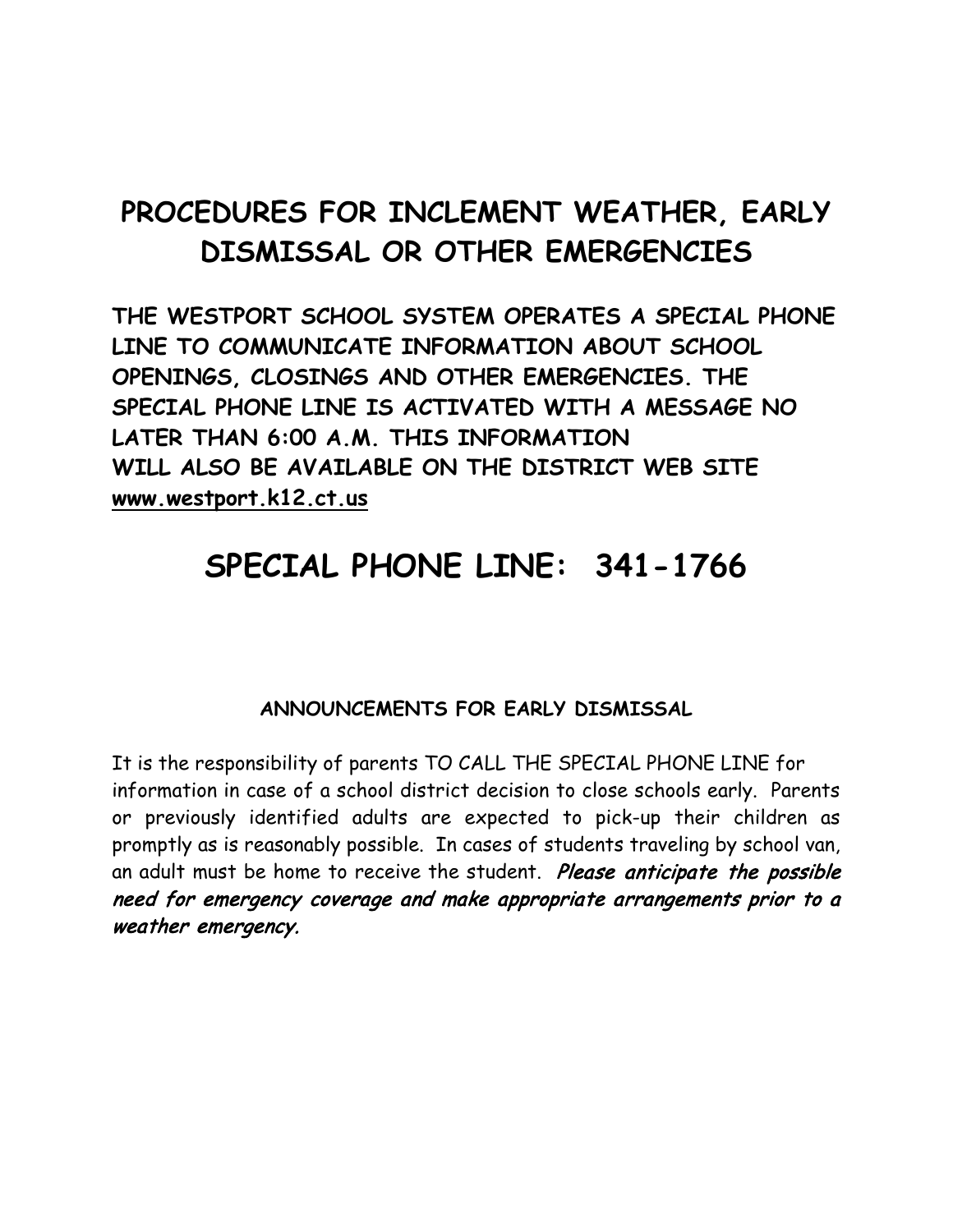# PROCEDURES FOR INCLEMENT WEATHER, EARLY DISMISSAL OR OTHER EMERGENCIES

**THE WESTPORT SCHOOL SYSTEM OPERATES A SPECIAL PHONE LINE TO COMMUNICATE INFORMATION ABOUT SCHOOL OPENINGS, CLOSINGS AND OTHER EMERGENCIES. THE SPECIAL PHONE LINE IS ACTIVATED WITH A MESSAGE NO LATER THAN 6:00 A.M. THIS INFORMATION WILL ALSO BE AVAILABLE ON THE DISTRICT WEB SITE www.westport.k12.ct.us**

# SPECIAL PHONE LINE: 341-1766

### ANNOUNCEMENTS FOR EARLY DISMISSAL

It is the responsibility of parents TO CALL THE SPECIAL PHONE LINE for information in case of a school district decision to close schools early. Parents or previously identified adults are expected to pick-up their children as promptly as is reasonably possible. In cases of students traveling by school van, an adult must be home to receive the student. ***Please anticipate the possible need for emergency coverage and make appropriate arrangements prior to a weather emergency.***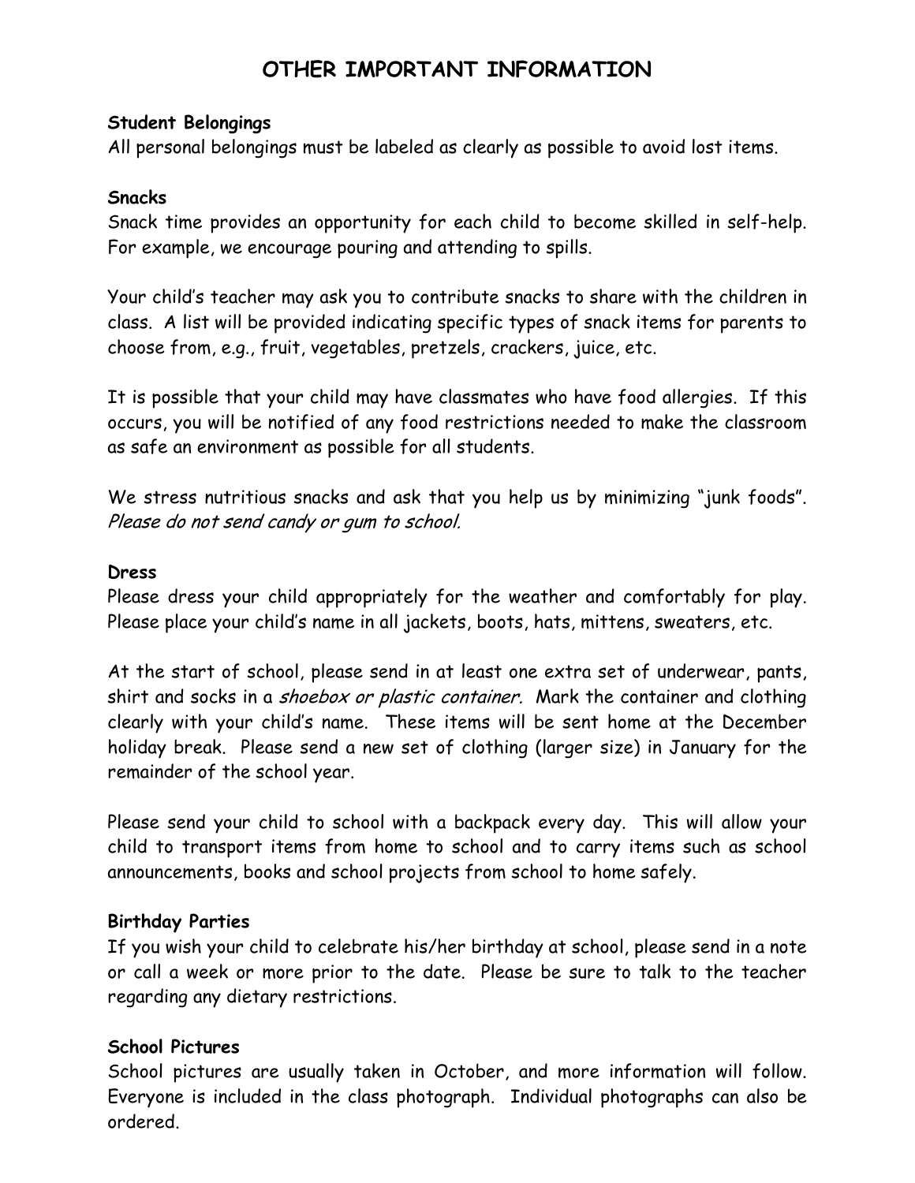# OTHER IMPORTANT INFORMATION

**Student Belongings**
All personal belongings must be labeled as clearly as possible to avoid lost items.

**Snacks**
Snack time provides an opportunity for each child to become skilled in self-help. For example, we encourage pouring and attending to spills.

Your child's teacher may ask you to contribute snacks to share with the children in class. A list will be provided indicating specific types of snack items for parents to choose from, e.g., fruit, vegetables, pretzels, crackers, juice, etc.

It is possible that your child may have classmates who have food allergies. If this occurs, you will be notified of any food restrictions needed to make the classroom as safe an environment as possible for all students.

We stress nutritious snacks and ask that you help us by minimizing "junk foods". *Please do not send candy or gum to school.*

**Dress**
Please dress your child appropriately for the weather and comfortably for play. Please place your child's name in all jackets, boots, hats, mittens, sweaters, etc.

At the start of school, please send in at least one extra set of underwear, pants, shirt and socks in a *shoebox or plastic container.* Mark the container and clothing clearly with your child's name. These items will be sent home at the December holiday break. Please send a new set of clothing (larger size) in January for the remainder of the school year.

Please send your child to school with a backpack every day. This will allow your child to transport items from home to school and to carry items such as school announcements, books and school projects from school to home safely.

**Birthday Parties**
If you wish your child to celebrate his/her birthday at school, please send in a note or call a week or more prior to the date. Please be sure to talk to the teacher regarding any dietary restrictions.

**School Pictures**
School pictures are usually taken in October, and more information will follow. Everyone is included in the class photograph. Individual photographs can also be ordered.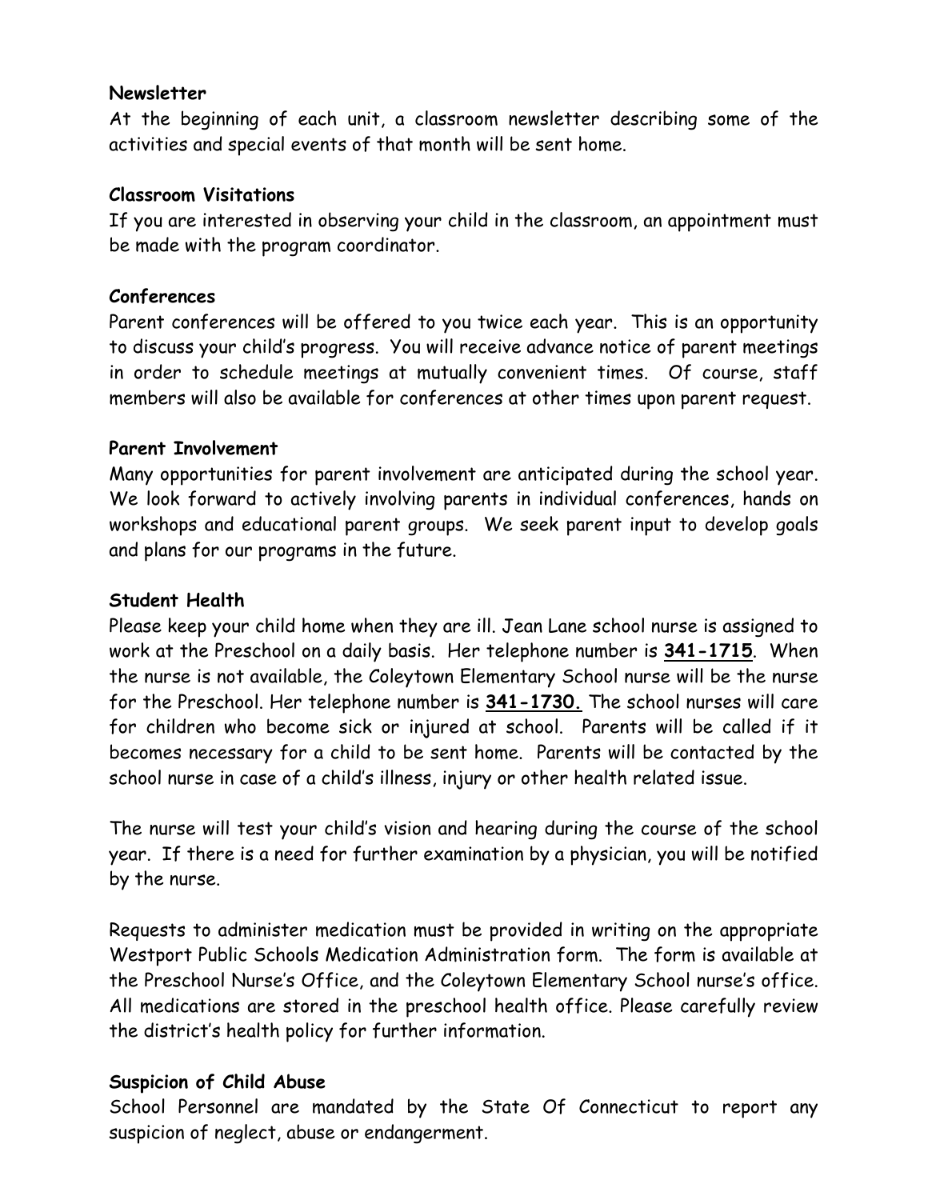**Newsletter**

At the beginning of each unit, a classroom newsletter describing some of the activities and special events of that month will be sent home.

**Classroom Visitations**

If you are interested in observing your child in the classroom, an appointment must be made with the program coordinator.

**Conferences**

Parent conferences will be offered to you twice each year. This is an opportunity to discuss your child's progress. You will receive advance notice of parent meetings in order to schedule meetings at mutually convenient times. Of course, staff members will also be available for conferences at other times upon parent request.

**Parent Involvement**

Many opportunities for parent involvement are anticipated during the school year. We look forward to actively involving parents in individual conferences, hands on workshops and educational parent groups. We seek parent input to develop goals and plans for our programs in the future.

**Student Health**

Please keep your child home when they are ill. Jean Lane school nurse is assigned to work at the Preschool on a daily basis. Her telephone number is **341-1715**. When the nurse is not available, the Coleytown Elementary School nurse will be the nurse for the Preschool. Her telephone number is **341-1730.** The school nurses will care for children who become sick or injured at school. Parents will be called if it becomes necessary for a child to be sent home. Parents will be contacted by the school nurse in case of a child's illness, injury or other health related issue.

The nurse will test your child's vision and hearing during the course of the school year. If there is a need for further examination by a physician, you will be notified by the nurse.

Requests to administer medication must be provided in writing on the appropriate Westport Public Schools Medication Administration form. The form is available at the Preschool Nurse's Office, and the Coleytown Elementary School nurse's office. All medications are stored in the preschool health office. Please carefully review the district's health policy for further information.

**Suspicion of Child Abuse**

School Personnel are mandated by the State Of Connecticut to report any suspicion of neglect, abuse or endangerment.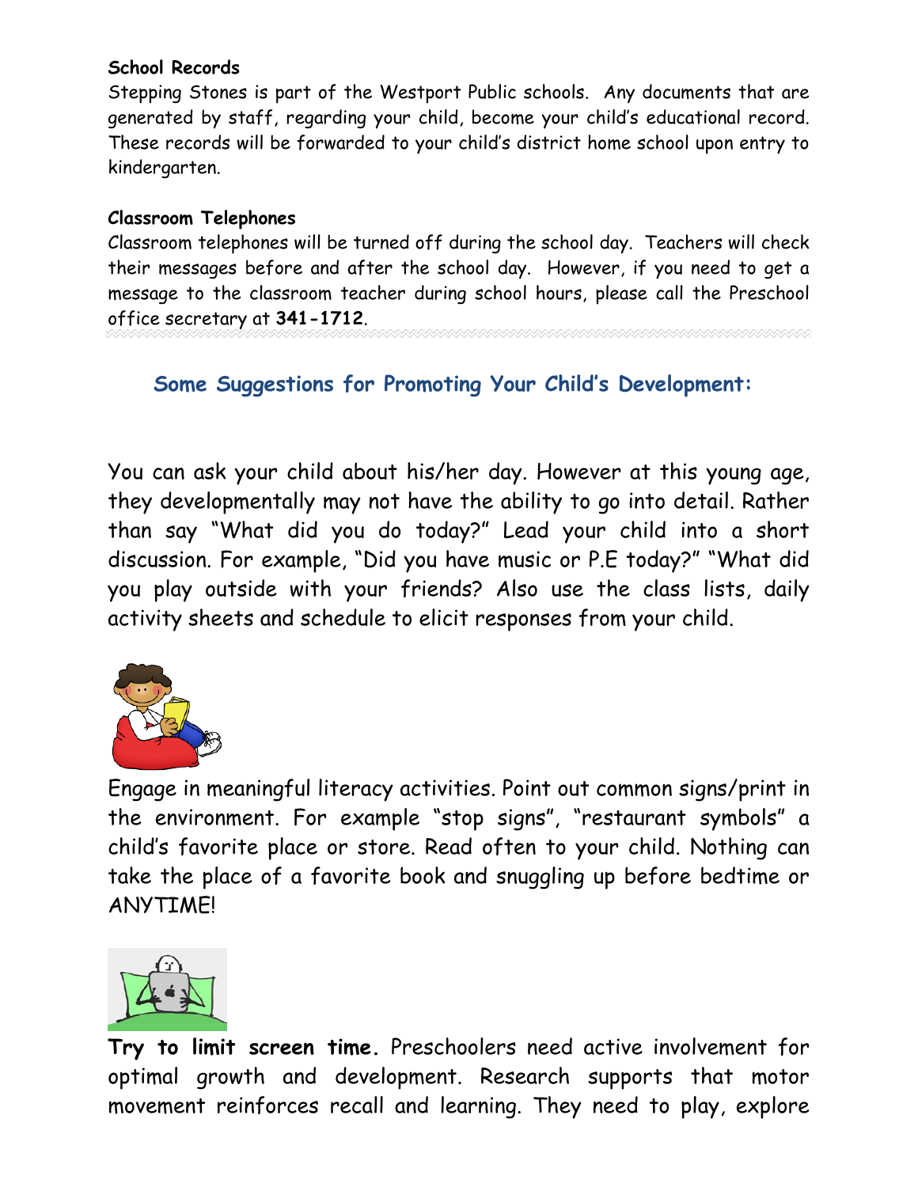**School Records**
Stepping Stones is part of the Westport Public schools. Any documents that are generated by staff, regarding your child, become your child's educational record. These records will be forwarded to your child's district home school upon entry to kindergarten.

**Classroom Telephones**
Classroom telephones will be turned off during the school day. Teachers will check their messages before and after the school day. However, if you need to get a message to the classroom teacher during school hours, please call the Preschool office secretary at **341-1712**.

## Some Suggestions for Promoting Your Child's Development:

You can ask your child about his/her day. However at this young age, they developmentally may not have the ability to go into detail. Rather than say "What did you do today?" Lead your child into a short discussion. For example, "Did you have music or P.E today?" "What did you play outside with your friends? Also use the class lists, daily activity sheets and schedule to elicit responses from your child.

Engage in meaningful literacy activities. Point out common signs/print in the environment. For example "stop signs", "restaurant symbols" a child's favorite place or store. Read often to your child. Nothing can take the place of a favorite book and snuggling up before bedtime or ANYTIME!

**Try to limit screen time.** Preschoolers need active involvement for optimal growth and development. Research supports that motor movement reinforces recall and learning. They need to play, explore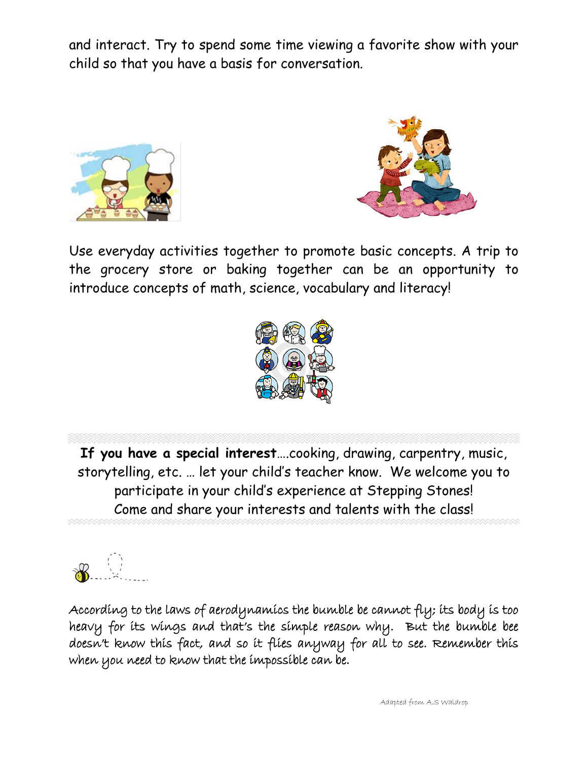and interact. Try to spend some time viewing a favorite show with your child so that you have a basis for conversation.

Use everyday activities together to promote basic concepts. A trip to the grocery store or baking together can be an opportunity to introduce concepts of math, science, vocabulary and literacy!

**If you have a special interest**....cooking, drawing, carpentry, music, storytelling, etc. ... let your child's teacher know. We welcome you to participate in your child's experience at Stepping Stones! Come and share your interests and talents with the class!

According to the laws of aerodynamics the bumble be cannot fly; its body is too heavy for its wings and that's the simple reason why. But the bumble bee doesn't know this fact, and so it flies anyway for all to see. Remember this when you need to know that the impossible can be.

Adapted from A.S Waldrop